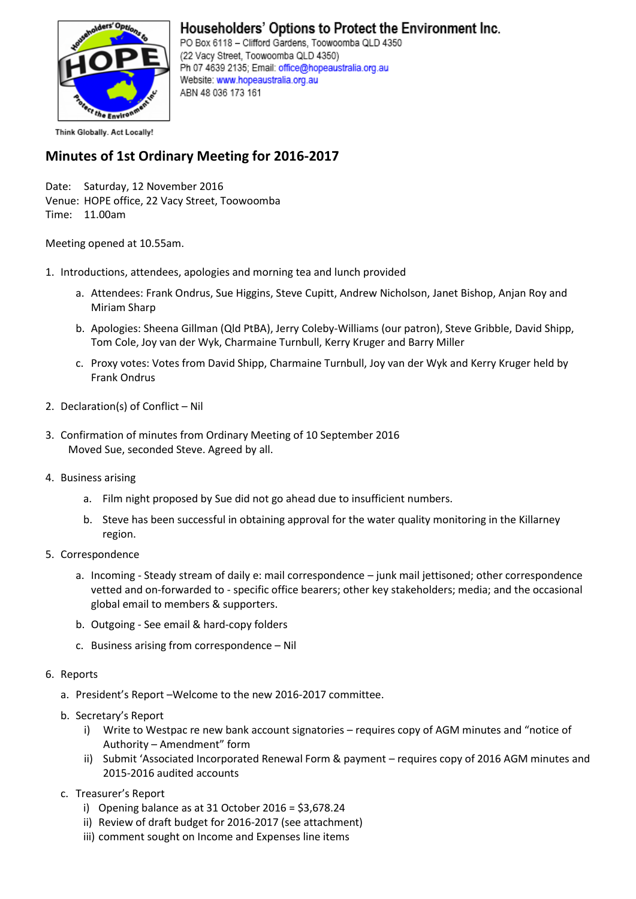**Householders' Options to Protect the Environment Inc.**
PO Box 6118 – Clifford Gardens, Toowoomba QLD 4350
(22 Vacy Street, Toowoomba QLD 4350)
Ph 07 4639 2135; Email: office@hopeaustralia.org.au
Website: www.hopeaustralia.org.au
ABN 48 036 173 161

Think Globally. Act Locally!

## Minutes of 1st Ordinary Meeting for 2016-2017

Date: Saturday, 12 November 2016
Venue: HOPE office, 22 Vacy Street, Toowoomba
Time: 11.00am

Meeting opened at 10.55am.

1. Introductions, attendees, apologies and morning tea and lunch provided
   a. Attendees: Frank Ondrus, Sue Higgins, Steve Cupitt, Andrew Nicholson, Janet Bishop, Anjan Roy and Miriam Sharp
   b. Apologies: Sheena Gillman (Qld PtBA), Jerry Coleby-Williams (our patron), Steve Gribble, David Shipp, Tom Cole, Joy van der Wyk, Charmaine Turnbull, Kerry Kruger and Barry Miller
   c. Proxy votes: Votes from David Shipp, Charmaine Turnbull, Joy van der Wyk and Kerry Kruger held by Frank Ondrus
2. Declaration(s) of Conflict – Nil
3. Confirmation of minutes from Ordinary Meeting of 10 September 2016
   Moved Sue, seconded Steve. Agreed by all.
4. Business arising
   a. Film night proposed by Sue did not go ahead due to insufficient numbers.
   b. Steve has been successful in obtaining approval for the water quality monitoring in the Killarney region.
5. Correspondence
   a. Incoming - Steady stream of daily e: mail correspondence – junk mail jettisoned; other correspondence vetted and on-forwarded to - specific office bearers; other key stakeholders; media; and the occasional global email to members & supporters.
   b. Outgoing - See email & hard-copy folders
   c. Business arising from correspondence – Nil
6. Reports
   a. President's Report –Welcome to the new 2016-2017 committee.
   b. Secretary's Report
      i) Write to Westpac re new bank account signatories – requires copy of AGM minutes and "notice of Authority – Amendment" form
      ii) Submit 'Associated Incorporated Renewal Form & payment – requires copy of 2016 AGM minutes and 2015-2016 audited accounts
   c. Treasurer's Report
      i) Opening balance as at 31 October 2016 = $3,678.24
      ii) Review of draft budget for 2016-2017 (see attachment)
      iii) comment sought on Income and Expenses line items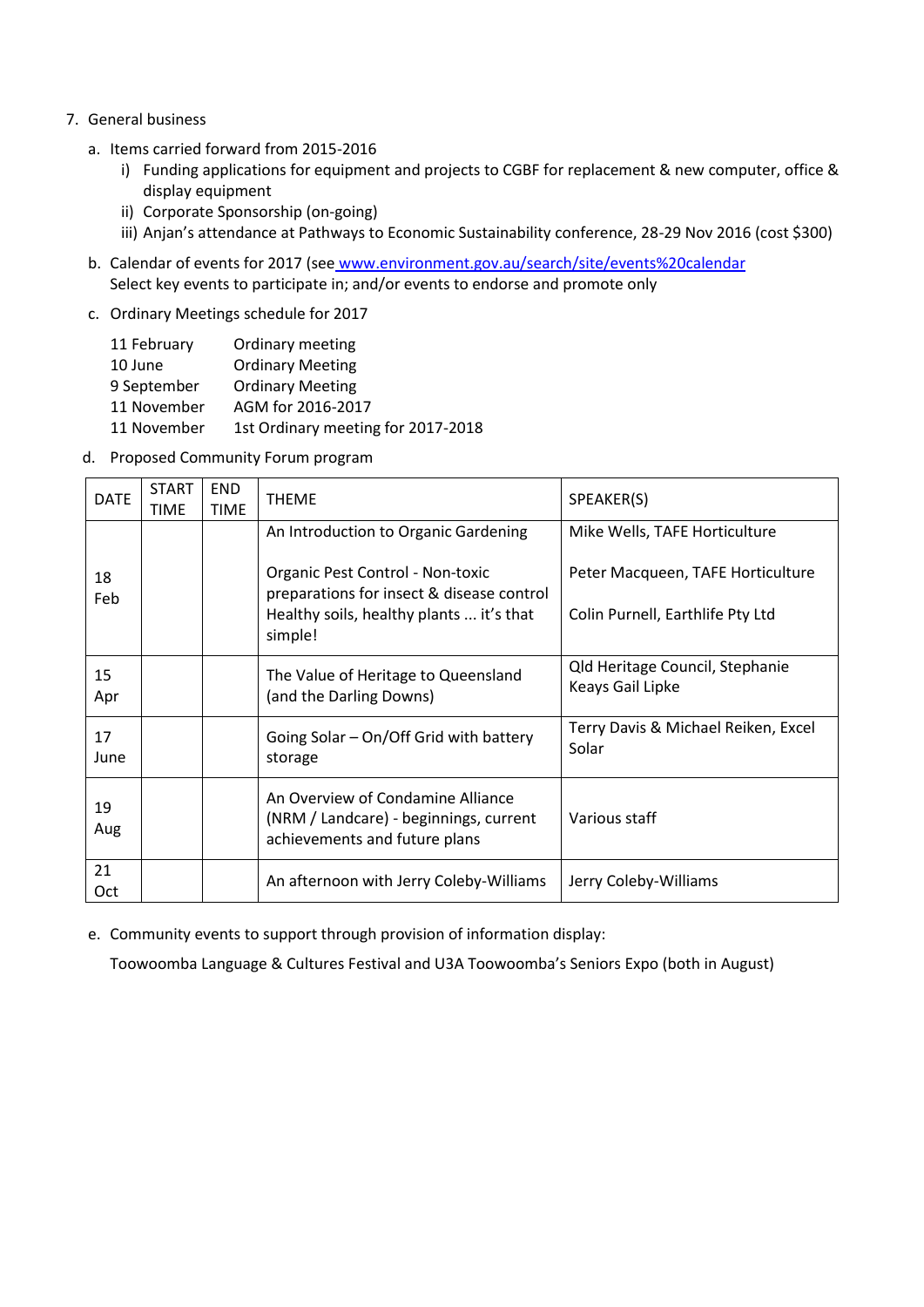7. General business

    a. Items carried forward from 2015-2016

        i) Funding applications for equipment and projects to CGBF for replacement & new computer, office & display equipment

        ii) Corporate Sponsorship (on-going)

        iii) Anjan's attendance at Pathways to Economic Sustainability conference, 28-29 Nov 2016 (cost $300)

    b. Calendar of events for 2017 (see www.environment.gov.au/search/site/events%20calendar
    Select key events to participate in; and/or events to endorse and promote only

    c. Ordinary Meetings schedule for 2017

    | | |
    |---|---|
    | 11 February | Ordinary meeting |
    | 10 June | Ordinary Meeting |
    | 9 September | Ordinary Meeting |
    | 11 November | AGM for 2016-2017 |
    | 11 November | 1st Ordinary meeting for 2017-2018 |

    d. Proposed Community Forum program

| DATE | START TIME | END TIME | THEME | SPEAKER(S) |
|---|---|---|---|---|
| 18 Feb | | | An Introduction to Organic Gardening<br><br>Organic Pest Control - Non-toxic preparations for insect & disease control<br>Healthy soils, healthy plants ... it's that simple! | Mike Wells, TAFE Horticulture<br><br>Peter Macqueen, TAFE Horticulture<br><br>Colin Purnell, Earthlife Pty Ltd |
| 15 Apr | | | The Value of Heritage to Queensland (and the Darling Downs) | Qld Heritage Council, Stephanie Keays Gail Lipke |
| 17 June | | | Going Solar – On/Off Grid with battery storage | Terry Davis & Michael Reiken, Excel Solar |
| 19 Aug | | | An Overview of Condamine Alliance (NRM / Landcare) - beginnings, current achievements and future plans | Various staff |
| 21 Oct | | | An afternoon with Jerry Coleby-Williams | Jerry Coleby-Williams |

    e. Community events to support through provision of information display:

    Toowoomba Language & Cultures Festival and U3A Toowoomba's Seniors Expo (both in August)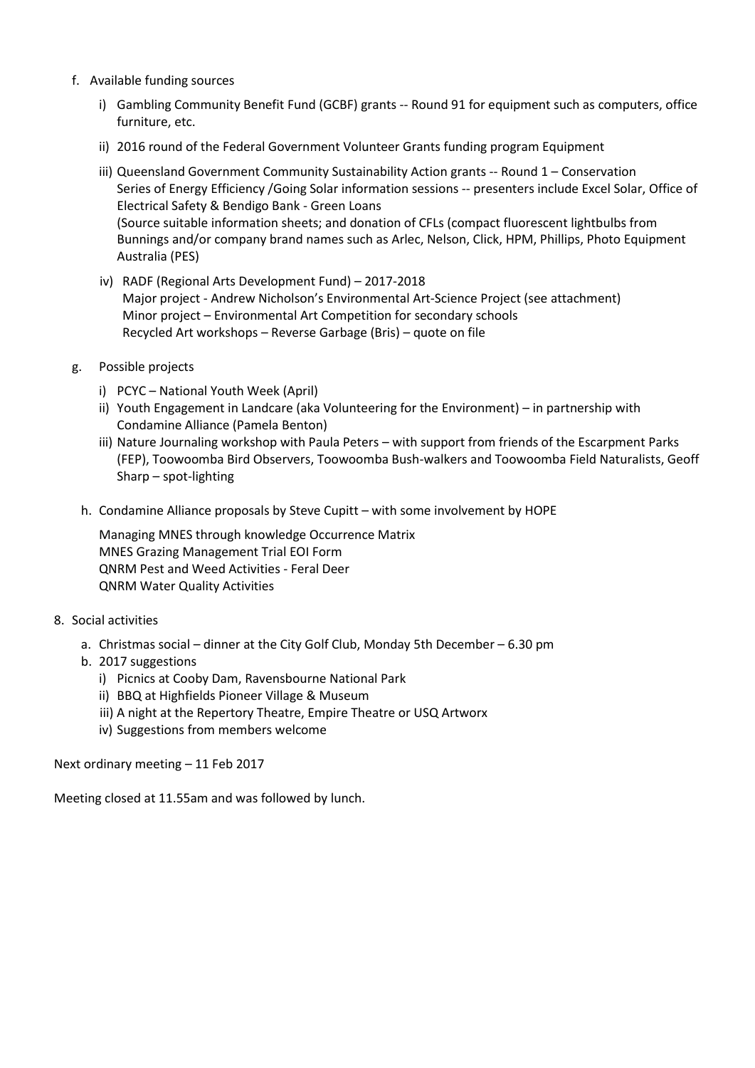f. Available funding sources

   i) Gambling Community Benefit Fund (GCBF) grants -- Round 91 for equipment such as computers, office furniture, etc.

   ii) 2016 round of the Federal Government Volunteer Grants funding program Equipment

   iii) Queensland Government Community Sustainability Action grants -- Round 1 – Conservation
   Series of Energy Efficiency /Going Solar information sessions -- presenters include Excel Solar, Office of Electrical Safety & Bendigo Bank - Green Loans
   (Source suitable information sheets; and donation of CFLs (compact fluorescent lightbulbs from Bunnings and/or company brand names such as Arlec, Nelson, Click, HPM, Phillips, Photo Equipment Australia (PES)

   iv) RADF (Regional Arts Development Fund) – 2017-2018
   Major project - Andrew Nicholson's Environmental Art-Science Project (see attachment)
   Minor project – Environmental Art Competition for secondary schools
   Recycled Art workshops – Reverse Garbage (Bris) – quote on file

g. Possible projects

   i) PCYC – National Youth Week (April)
   ii) Youth Engagement in Landcare (aka Volunteering for the Environment) – in partnership with Condamine Alliance (Pamela Benton)
   iii) Nature Journaling workshop with Paula Peters – with support from friends of the Escarpment Parks (FEP), Toowoomba Bird Observers, Toowoomba Bush-walkers and Toowoomba Field Naturalists, Geoff Sharp – spot-lighting

h. Condamine Alliance proposals by Steve Cupitt – with some involvement by HOPE

   Managing MNES through knowledge Occurrence Matrix
   MNES Grazing Management Trial EOI Form
   QNRM Pest and Weed Activities - Feral Deer
   QNRM Water Quality Activities

8. Social activities

   a. Christmas social – dinner at the City Golf Club, Monday 5th December – 6.30 pm
   b. 2017 suggestions
      i) Picnics at Cooby Dam, Ravensbourne National Park
      ii) BBQ at Highfields Pioneer Village & Museum
      iii) A night at the Repertory Theatre, Empire Theatre or USQ Artworx
      iv) Suggestions from members welcome

Next ordinary meeting – 11 Feb 2017

Meeting closed at 11.55am and was followed by lunch.